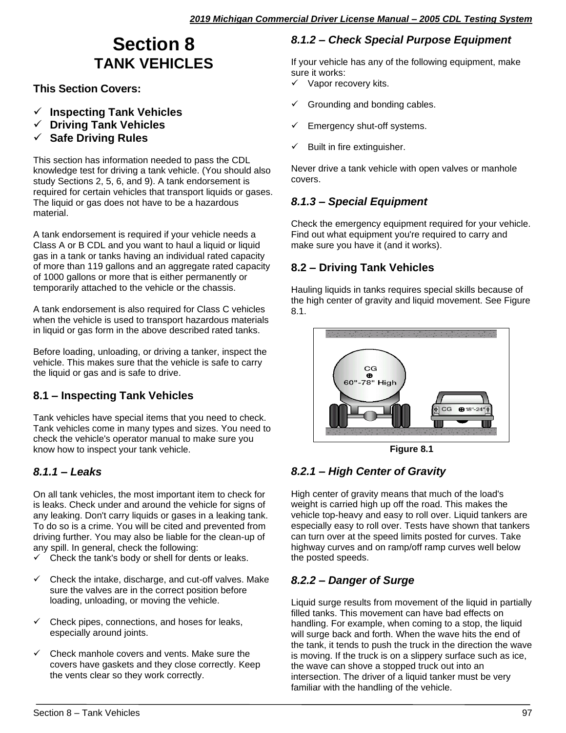# Section 8
## TANK VEHICLES

### This Section Covers:

- ✓ **Inspecting Tank Vehicles**
- ✓ **Driving Tank Vehicles**
- ✓ **Safe Driving Rules**

This section has information needed to pass the CDL knowledge test for driving a tank vehicle. (You should also study Sections 2, 5, 6, and 9). A tank endorsement is required for certain vehicles that transport liquids or gases. The liquid or gas does not have to be a hazardous material.

A tank endorsement is required if your vehicle needs a Class A or B CDL and you want to haul a liquid or liquid gas in a tank or tanks having an individual rated capacity of more than 119 gallons and an aggregate rated capacity of 1000 gallons or more that is either permanently or temporarily attached to the vehicle or the chassis.

A tank endorsement is also required for Class C vehicles when the vehicle is used to transport hazardous materials in liquid or gas form in the above described rated tanks.

Before loading, unloading, or driving a tanker, inspect the vehicle. This makes sure that the vehicle is safe to carry the liquid or gas and is safe to drive.

## 8.1 – Inspecting Tank Vehicles

Tank vehicles have special items that you need to check. Tank vehicles come in many types and sizes. You need to check the vehicle's operator manual to make sure you know how to inspect your tank vehicle.

### *8.1.1 – Leaks*

On all tank vehicles, the most important item to check for is leaks. Check under and around the vehicle for signs of any leaking. Don't carry liquids or gases in a leaking tank. To do so is a crime. You will be cited and prevented from driving further. You may also be liable for the clean-up of any spill. In general, check the following:

- ✓ Check the tank's body or shell for dents or leaks.
- ✓ Check the intake, discharge, and cut-off valves. Make sure the valves are in the correct position before loading, unloading, or moving the vehicle.
- ✓ Check pipes, connections, and hoses for leaks, especially around joints.
- ✓ Check manhole covers and vents. Make sure the covers have gaskets and they close correctly. Keep the vents clear so they work correctly.

### *8.1.2 – Check Special Purpose Equipment*

If your vehicle has any of the following equipment, make sure it works:

- ✓ Vapor recovery kits.
- ✓ Grounding and bonding cables.
- ✓ Emergency shut-off systems.
- ✓ Built in fire extinguisher.

Never drive a tank vehicle with open valves or manhole covers.

### *8.1.3 – Special Equipment*

Check the emergency equipment required for your vehicle. Find out what equipment you're required to carry and make sure you have it (and it works).

## 8.2 – Driving Tank Vehicles

Hauling liquids in tanks requires special skills because of the high center of gravity and liquid movement. See Figure 8.1.

CG
60"-78" High

CG 18"-24"

**Figure 8.1**

### *8.2.1 – High Center of Gravity*

High center of gravity means that much of the load's weight is carried high up off the road. This makes the vehicle top-heavy and easy to roll over. Liquid tankers are especially easy to roll over. Tests have shown that tankers can turn over at the speed limits posted for curves. Take highway curves and on ramp/off ramp curves well below the posted speeds.

### *8.2.2 – Danger of Surge*

Liquid surge results from movement of the liquid in partially filled tanks. This movement can have bad effects on handling. For example, when coming to a stop, the liquid will surge back and forth. When the wave hits the end of the tank, it tends to push the truck in the direction the wave is moving. If the truck is on a slippery surface such as ice, the wave can shove a stopped truck out into an intersection. The driver of a liquid tanker must be very familiar with the handling of the vehicle.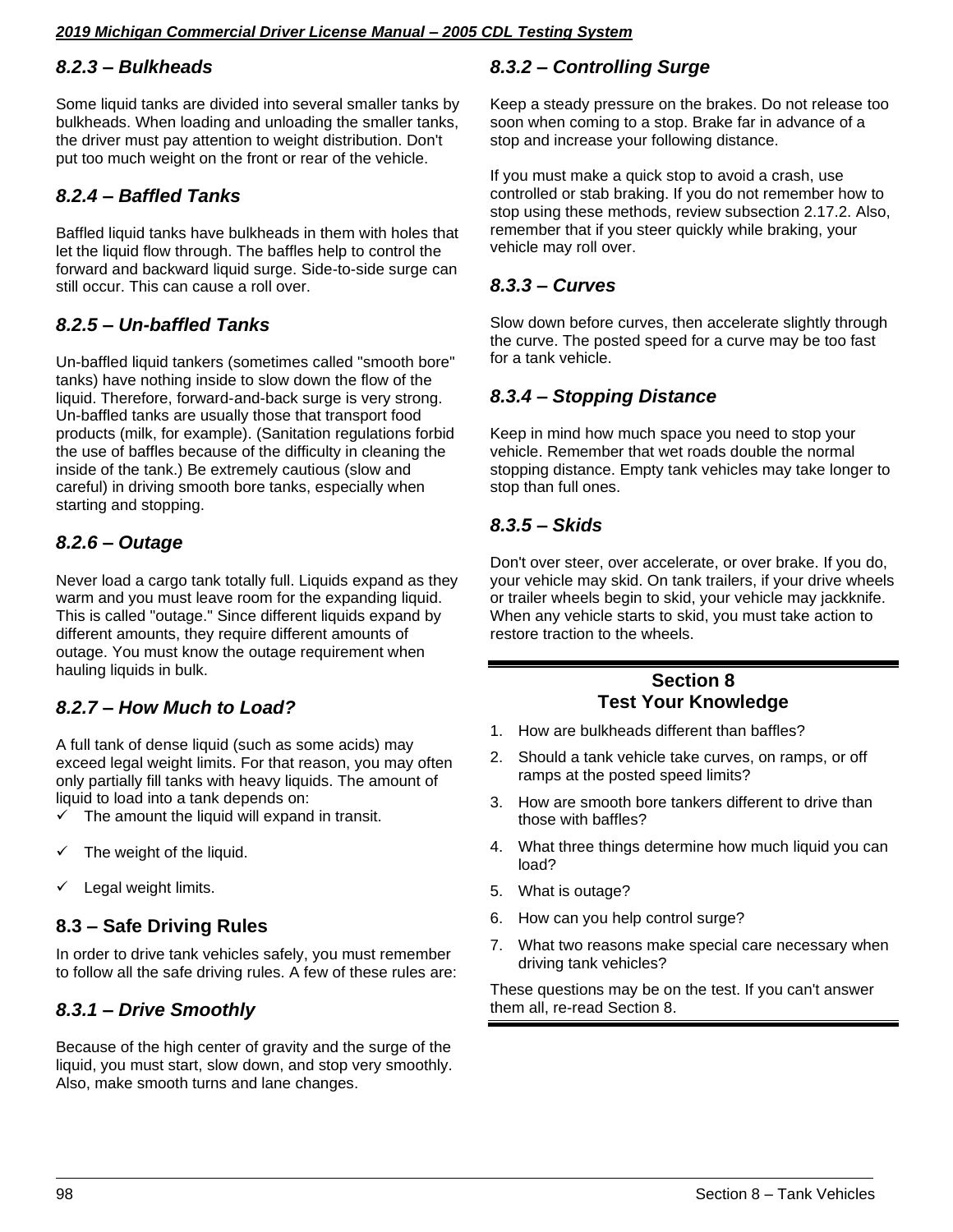### 8.2.3 – Bulkheads

Some liquid tanks are divided into several smaller tanks by bulkheads. When loading and unloading the smaller tanks, the driver must pay attention to weight distribution. Don't put too much weight on the front or rear of the vehicle.

### 8.2.4 – Baffled Tanks

Baffled liquid tanks have bulkheads in them with holes that let the liquid flow through. The baffles help to control the forward and backward liquid surge. Side-to-side surge can still occur. This can cause a roll over.

### 8.2.5 – Un-baffled Tanks

Un-baffled liquid tankers (sometimes called "smooth bore" tanks) have nothing inside to slow down the flow of the liquid. Therefore, forward-and-back surge is very strong. Un-baffled tanks are usually those that transport food products (milk, for example). (Sanitation regulations forbid the use of baffles because of the difficulty in cleaning the inside of the tank.) Be extremely cautious (slow and careful) in driving smooth bore tanks, especially when starting and stopping.

### 8.2.6 – Outage

Never load a cargo tank totally full. Liquids expand as they warm and you must leave room for the expanding liquid. This is called "outage." Since different liquids expand by different amounts, they require different amounts of outage. You must know the outage requirement when hauling liquids in bulk.

### 8.2.7 – How Much to Load?

A full tank of dense liquid (such as some acids) may exceed legal weight limits. For that reason, you may often only partially fill tanks with heavy liquids. The amount of liquid to load into a tank depends on:

- ✓ The amount the liquid will expand in transit.
- ✓ The weight of the liquid.
- ✓ Legal weight limits.

## 8.3 – Safe Driving Rules

In order to drive tank vehicles safely, you must remember to follow all the safe driving rules. A few of these rules are:

### 8.3.1 – Drive Smoothly

Because of the high center of gravity and the surge of the liquid, you must start, slow down, and stop very smoothly. Also, make smooth turns and lane changes.

### 8.3.2 – Controlling Surge

Keep a steady pressure on the brakes. Do not release too soon when coming to a stop. Brake far in advance of a stop and increase your following distance.

If you must make a quick stop to avoid a crash, use controlled or stab braking. If you do not remember how to stop using these methods, review subsection 2.17.2. Also, remember that if you steer quickly while braking, your vehicle may roll over.

### 8.3.3 – Curves

Slow down before curves, then accelerate slightly through the curve. The posted speed for a curve may be too fast for a tank vehicle.

### 8.3.4 – Stopping Distance

Keep in mind how much space you need to stop your vehicle. Remember that wet roads double the normal stopping distance. Empty tank vehicles may take longer to stop than full ones.

### 8.3.5 – Skids

Don't over steer, over accelerate, or over brake. If you do, your vehicle may skid. On tank trailers, if your drive wheels or trailer wheels begin to skid, your vehicle may jackknife. When any vehicle starts to skid, you must take action to restore traction to the wheels.

---

**Section 8**
**Test Your Knowledge**

1. How are bulkheads different than baffles?
2. Should a tank vehicle take curves, on ramps, or off ramps at the posted speed limits?
3. How are smooth bore tankers different to drive than those with baffles?
4. What three things determine how much liquid you can load?
5. What is outage?
6. How can you help control surge?
7. What two reasons make special care necessary when driving tank vehicles?

These questions may be on the test. If you can't answer them all, re-read Section 8.

---